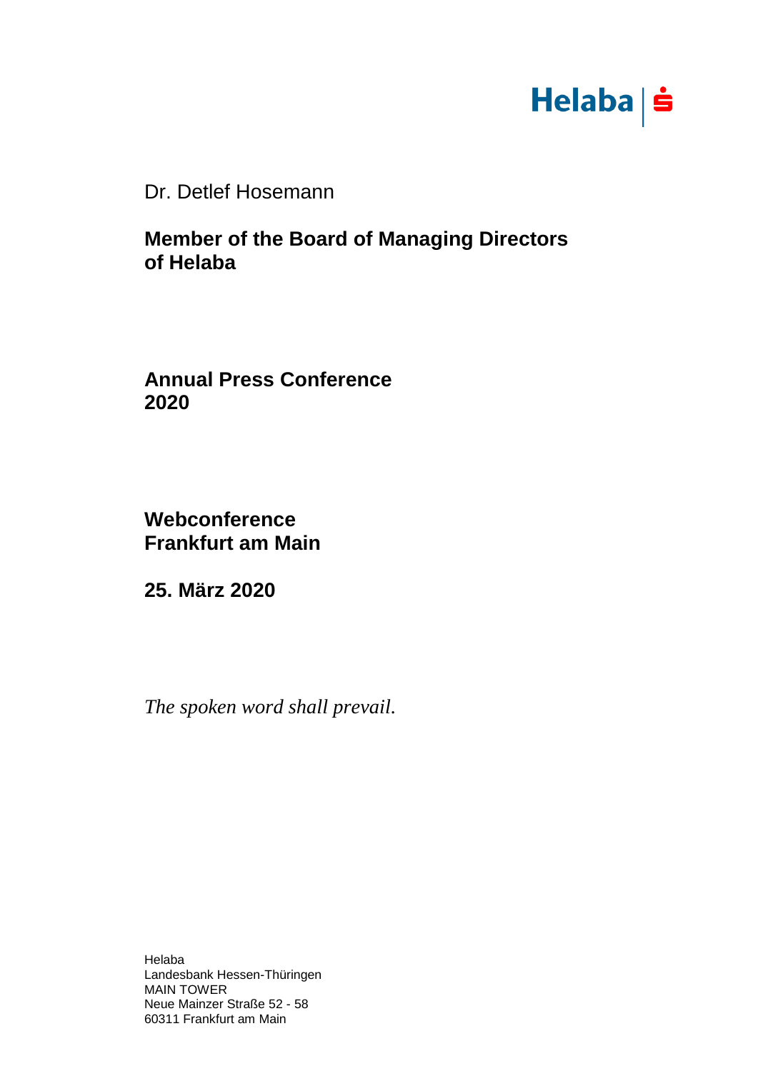Helaba

Dr. Detlef Hosemann

**Member of the Board of Managing Directors of Helaba**

**Annual Press Conference 2020**

**Webconference Frankfurt am Main**

**25. März 2020**

*The spoken word shall prevail.*

Helaba
Landesbank Hessen-Thüringen
MAIN TOWER
Neue Mainzer Straße 52 - 58
60311 Frankfurt am Main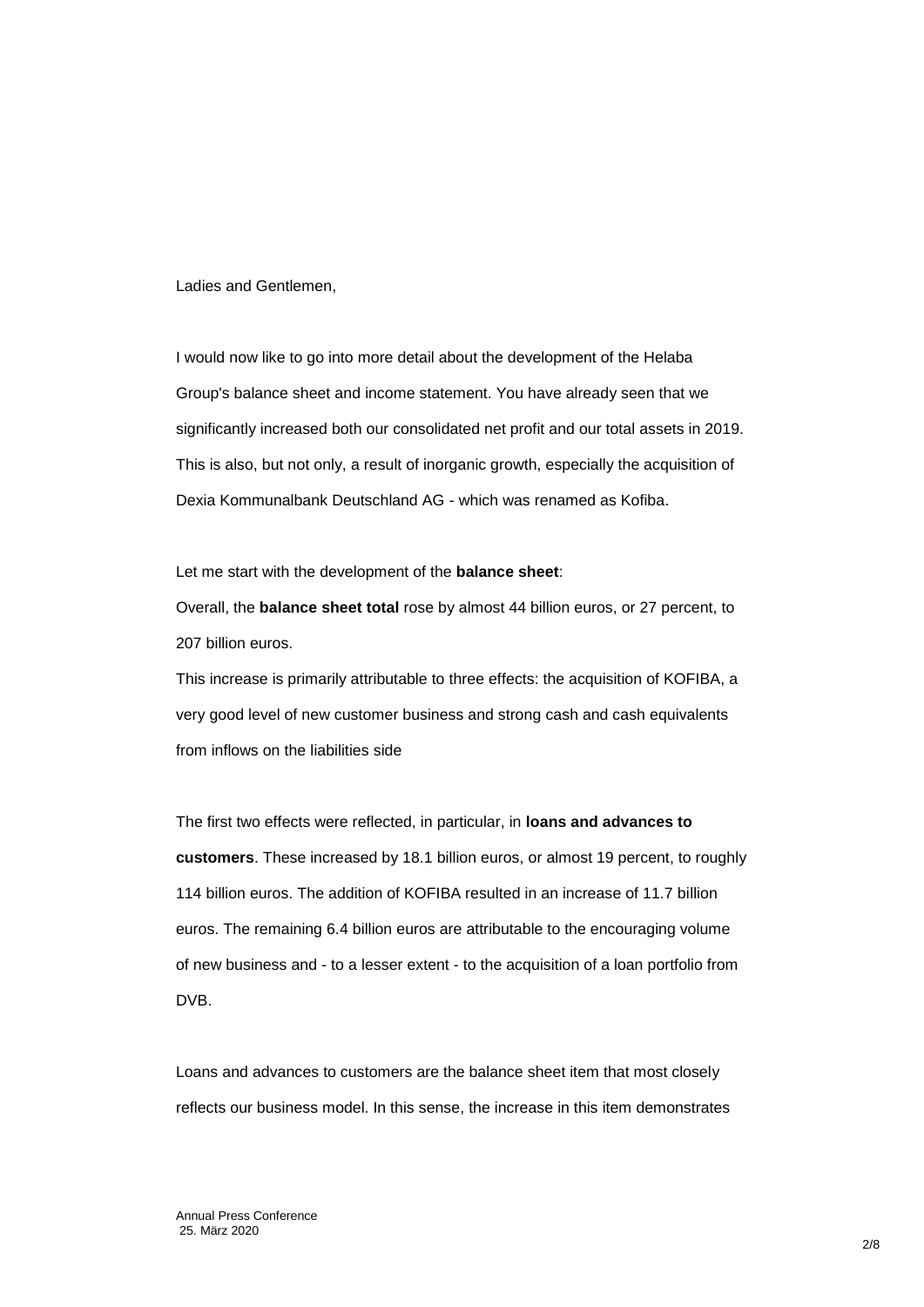Ladies and Gentlemen,

I would now like to go into more detail about the development of the Helaba Group's balance sheet and income statement. You have already seen that we significantly increased both our consolidated net profit and our total assets in 2019. This is also, but not only, a result of inorganic growth, especially the acquisition of Dexia Kommunalbank Deutschland AG - which was renamed as Kofiba.

Let me start with the development of the **balance sheet**:

Overall, the **balance sheet total** rose by almost 44 billion euros, or 27 percent, to 207 billion euros.

This increase is primarily attributable to three effects: the acquisition of KOFIBA, a very good level of new customer business and strong cash and cash equivalents from inflows on the liabilities side

The first two effects were reflected, in particular, in **loans and advances to customers**. These increased by 18.1 billion euros, or almost 19 percent, to roughly 114 billion euros. The addition of KOFIBA resulted in an increase of 11.7 billion euros. The remaining 6.4 billion euros are attributable to the encouraging volume of new business and - to a lesser extent - to the acquisition of a loan portfolio from DVB.

Loans and advances to customers are the balance sheet item that most closely reflects our business model. In this sense, the increase in this item demonstrates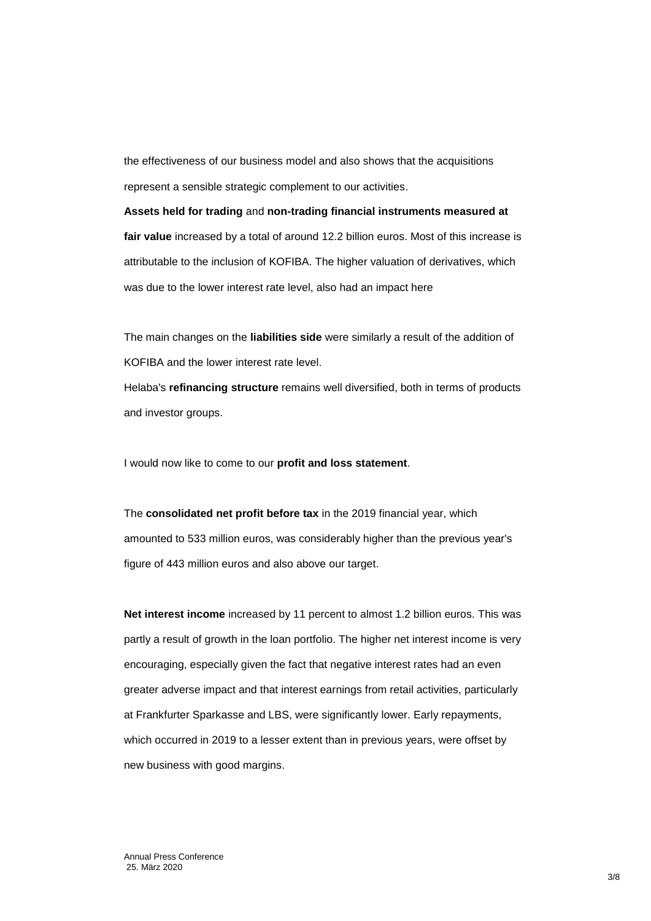the effectiveness of our business model and also shows that the acquisitions represent a sensible strategic complement to our activities.

**Assets held for trading** and **non-trading financial instruments measured at fair value** increased by a total of around 12.2 billion euros. Most of this increase is attributable to the inclusion of KOFIBA. The higher valuation of derivatives, which was due to the lower interest rate level, also had an impact here

The main changes on the **liabilities side** were similarly a result of the addition of KOFIBA and the lower interest rate level.

Helaba's **refinancing structure** remains well diversified, both in terms of products and investor groups.

I would now like to come to our **profit and loss statement**.

The **consolidated net profit before tax** in the 2019 financial year, which amounted to 533 million euros, was considerably higher than the previous year's figure of 443 million euros and also above our target.

**Net interest income** increased by 11 percent to almost 1.2 billion euros. This was partly a result of growth in the loan portfolio. The higher net interest income is very encouraging, especially given the fact that negative interest rates had an even greater adverse impact and that interest earnings from retail activities, particularly at Frankfurter Sparkasse and LBS, were significantly lower. Early repayments, which occurred in 2019 to a lesser extent than in previous years, were offset by new business with good margins.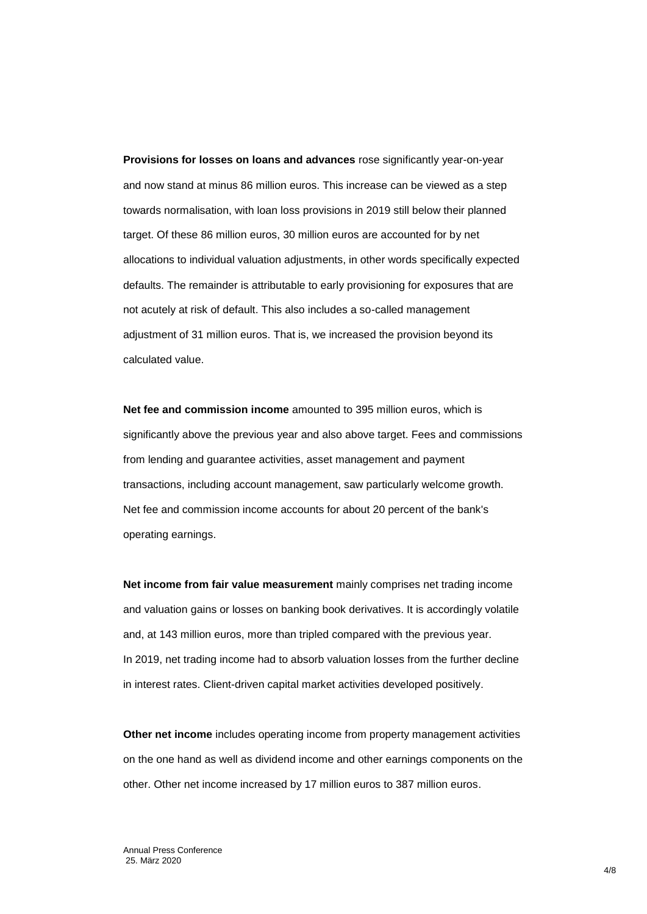**Provisions for losses on loans and advances** rose significantly year-on-year and now stand at minus 86 million euros. This increase can be viewed as a step towards normalisation, with loan loss provisions in 2019 still below their planned target. Of these 86 million euros, 30 million euros are accounted for by net allocations to individual valuation adjustments, in other words specifically expected defaults. The remainder is attributable to early provisioning for exposures that are not acutely at risk of default. This also includes a so-called management adjustment of 31 million euros. That is, we increased the provision beyond its calculated value.

**Net fee and commission income** amounted to 395 million euros, which is significantly above the previous year and also above target. Fees and commissions from lending and guarantee activities, asset management and payment transactions, including account management, saw particularly welcome growth. Net fee and commission income accounts for about 20 percent of the bank's operating earnings.

**Net income from fair value measurement** mainly comprises net trading income and valuation gains or losses on banking book derivatives. It is accordingly volatile and, at 143 million euros, more than tripled compared with the previous year. In 2019, net trading income had to absorb valuation losses from the further decline in interest rates. Client-driven capital market activities developed positively.

**Other net income** includes operating income from property management activities on the one hand as well as dividend income and other earnings components on the other. Other net income increased by 17 million euros to 387 million euros.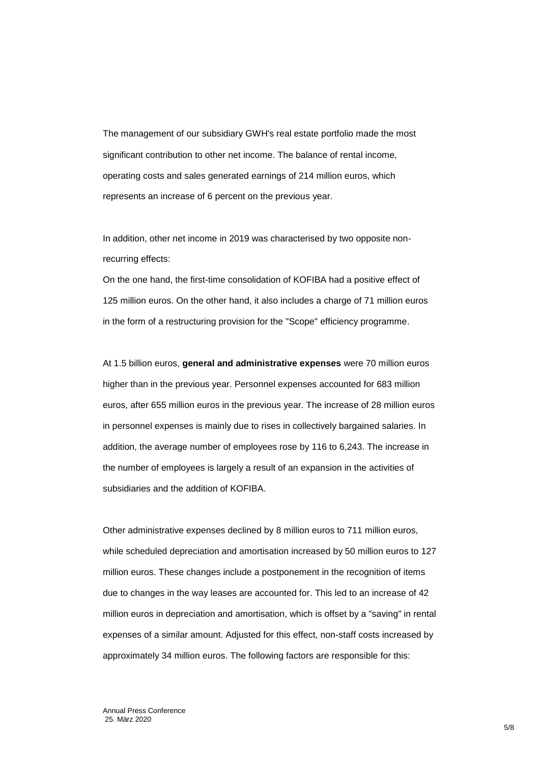The management of our subsidiary GWH's real estate portfolio made the most significant contribution to other net income. The balance of rental income, operating costs and sales generated earnings of 214 million euros, which represents an increase of 6 percent on the previous year.

In addition, other net income in 2019 was characterised by two opposite non-recurring effects:

On the one hand, the first-time consolidation of KOFIBA had a positive effect of 125 million euros. On the other hand, it also includes a charge of 71 million euros in the form of a restructuring provision for the "Scope" efficiency programme.

At 1.5 billion euros, **general and administrative expenses** were 70 million euros higher than in the previous year. Personnel expenses accounted for 683 million euros, after 655 million euros in the previous year. The increase of 28 million euros in personnel expenses is mainly due to rises in collectively bargained salaries. In addition, the average number of employees rose by 116 to 6,243. The increase in the number of employees is largely a result of an expansion in the activities of subsidiaries and the addition of KOFIBA.

Other administrative expenses declined by 8 million euros to 711 million euros, while scheduled depreciation and amortisation increased by 50 million euros to 127 million euros. These changes include a postponement in the recognition of items due to changes in the way leases are accounted for. This led to an increase of 42 million euros in depreciation and amortisation, which is offset by a "saving" in rental expenses of a similar amount. Adjusted for this effect, non-staff costs increased by approximately 34 million euros. The following factors are responsible for this: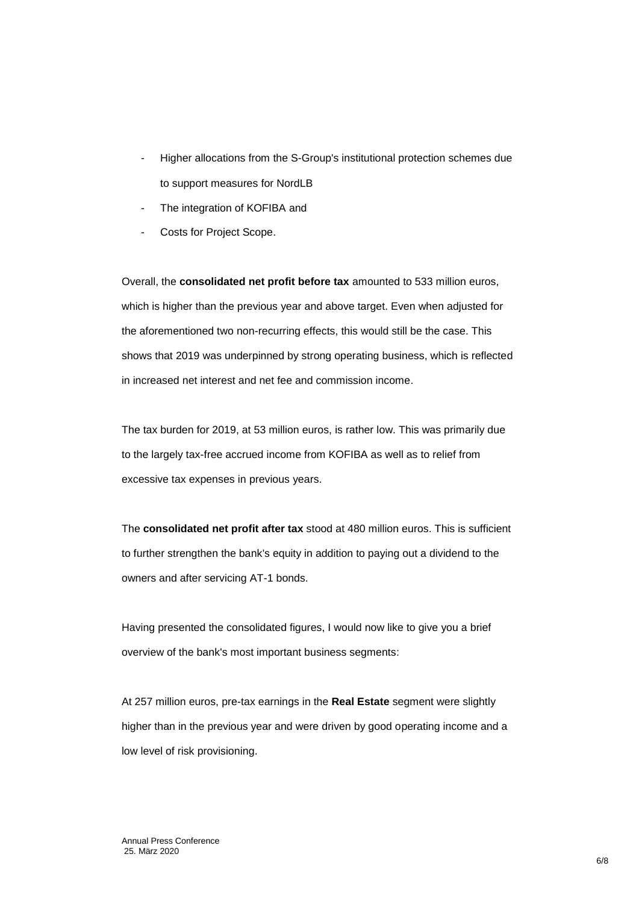- Higher allocations from the S-Group's institutional protection schemes due to support measures for NordLB
- The integration of KOFIBA and
- Costs for Project Scope.

Overall, the **consolidated net profit before tax** amounted to 533 million euros, which is higher than the previous year and above target. Even when adjusted for the aforementioned two non-recurring effects, this would still be the case. This shows that 2019 was underpinned by strong operating business, which is reflected in increased net interest and net fee and commission income.

The tax burden for 2019, at 53 million euros, is rather low. This was primarily due to the largely tax-free accrued income from KOFIBA as well as to relief from excessive tax expenses in previous years.

The **consolidated net profit after tax** stood at 480 million euros. This is sufficient to further strengthen the bank's equity in addition to paying out a dividend to the owners and after servicing AT-1 bonds.

Having presented the consolidated figures, I would now like to give you a brief overview of the bank's most important business segments:

At 257 million euros, pre-tax earnings in the **Real Estate** segment were slightly higher than in the previous year and were driven by good operating income and a low level of risk provisioning.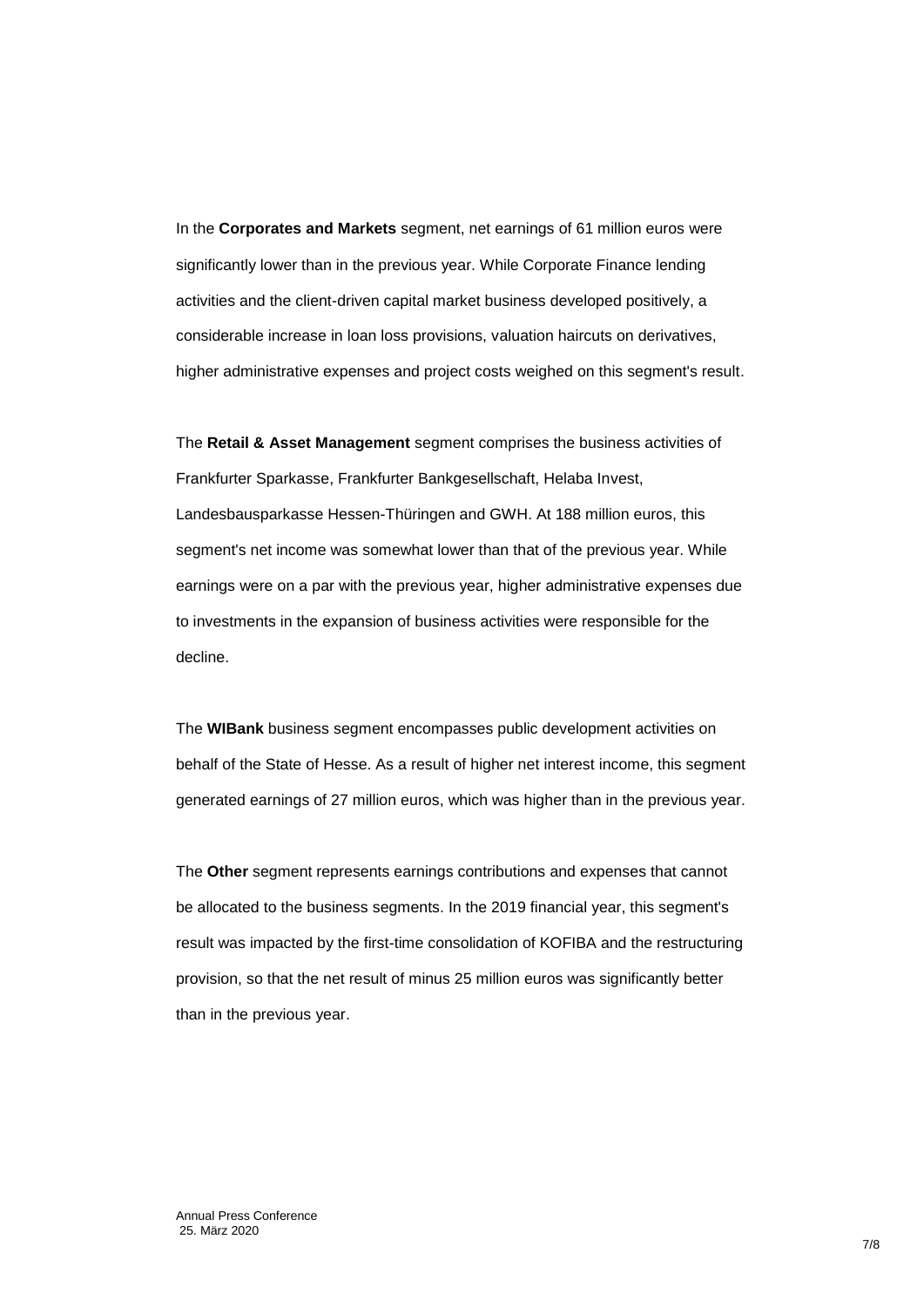In the **Corporates and Markets** segment, net earnings of 61 million euros were significantly lower than in the previous year. While Corporate Finance lending activities and the client-driven capital market business developed positively, a considerable increase in loan loss provisions, valuation haircuts on derivatives, higher administrative expenses and project costs weighed on this segment's result.

The **Retail & Asset Management** segment comprises the business activities of Frankfurter Sparkasse, Frankfurter Bankgesellschaft, Helaba Invest, Landesbausparkasse Hessen-Thüringen and GWH. At 188 million euros, this segment's net income was somewhat lower than that of the previous year. While earnings were on a par with the previous year, higher administrative expenses due to investments in the expansion of business activities were responsible for the decline.

The **WIBank** business segment encompasses public development activities on behalf of the State of Hesse. As a result of higher net interest income, this segment generated earnings of 27 million euros, which was higher than in the previous year.

The **Other** segment represents earnings contributions and expenses that cannot be allocated to the business segments. In the 2019 financial year, this segment's result was impacted by the first-time consolidation of KOFIBA and the restructuring provision, so that the net result of minus 25 million euros was significantly better than in the previous year.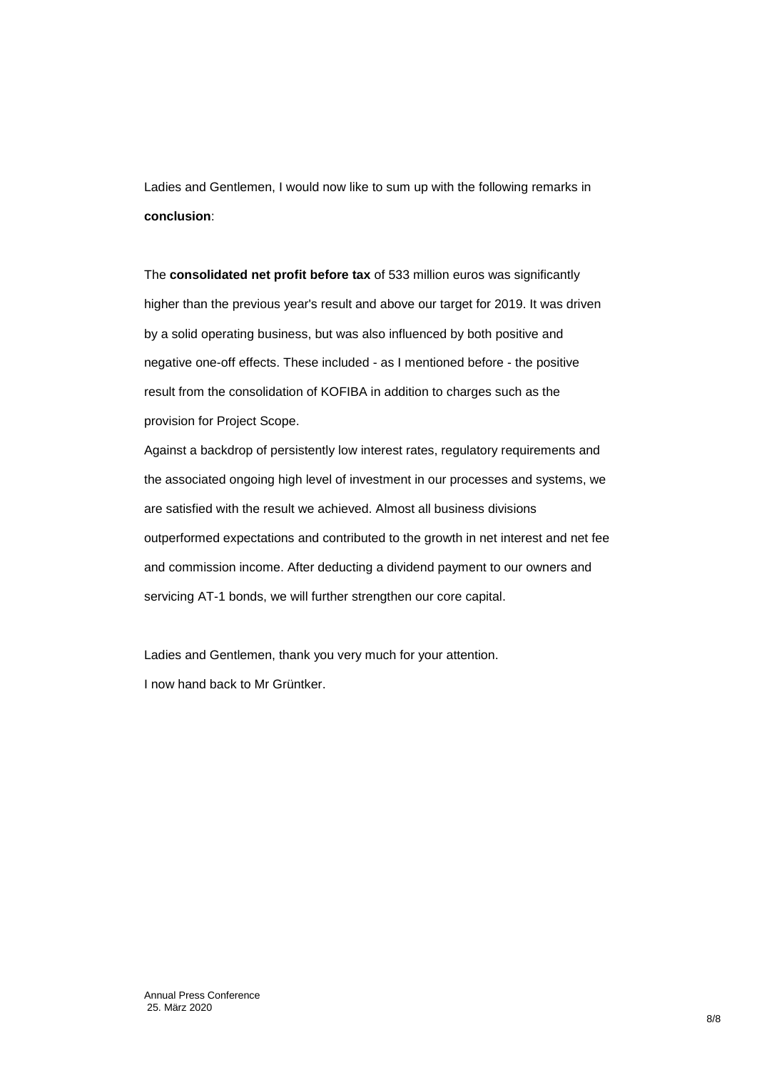Ladies and Gentlemen, I would now like to sum up with the following remarks in **conclusion**:

The **consolidated net profit before tax** of 533 million euros was significantly higher than the previous year's result and above our target for 2019. It was driven by a solid operating business, but was also influenced by both positive and negative one-off effects. These included - as I mentioned before - the positive result from the consolidation of KOFIBA in addition to charges such as the provision for Project Scope.

Against a backdrop of persistently low interest rates, regulatory requirements and the associated ongoing high level of investment in our processes and systems, we are satisfied with the result we achieved. Almost all business divisions outperformed expectations and contributed to the growth in net interest and net fee and commission income. After deducting a dividend payment to our owners and servicing AT-1 bonds, we will further strengthen our core capital.

Ladies and Gentlemen, thank you very much for your attention.

I now hand back to Mr Grüntker.